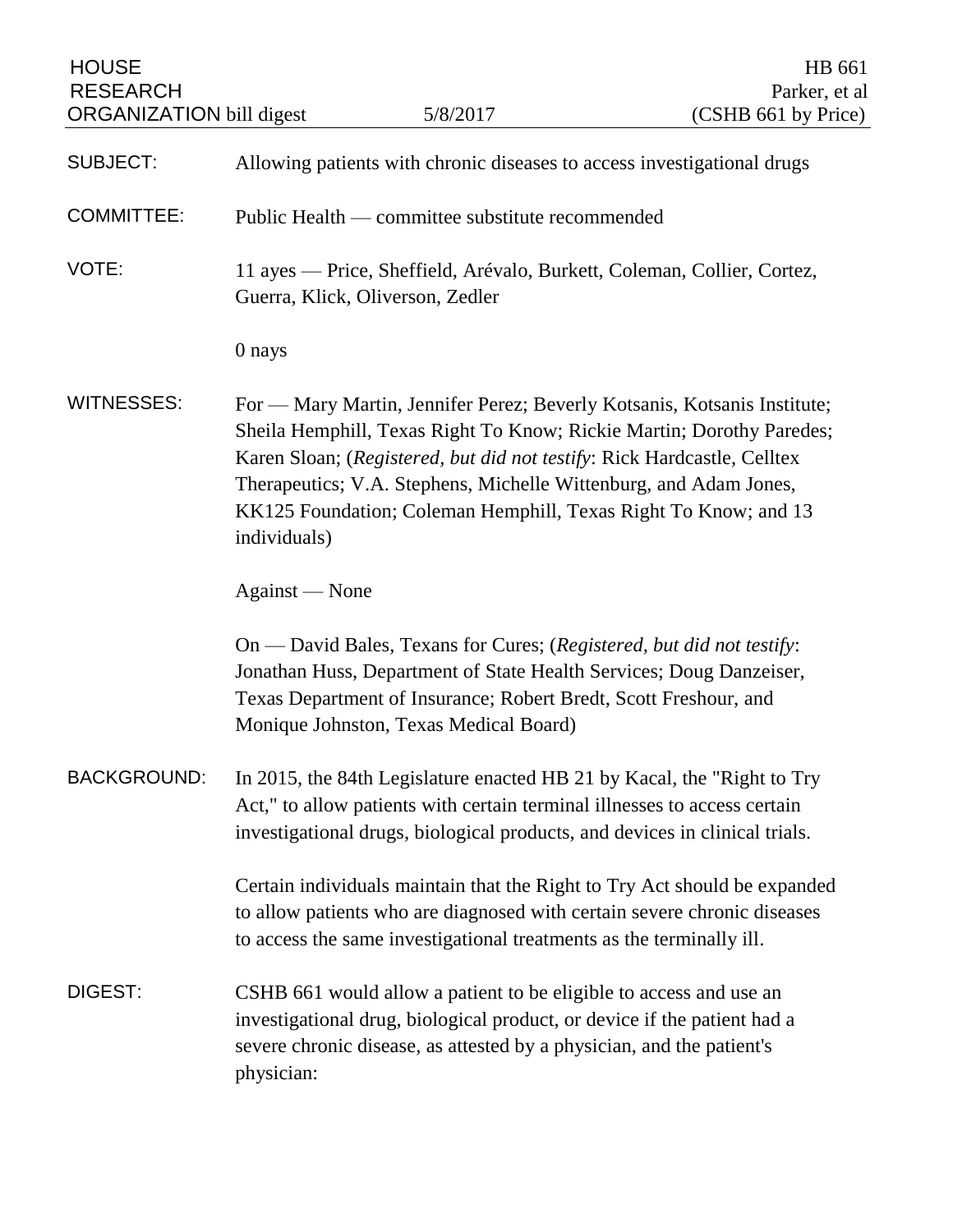HOUSE RESEARCH ORGANIZATION bill digest — 5/8/2017

HB 661
Parker, et al
(CSHB 661 by Price)

SUBJECT: Allowing patients with chronic diseases to access investigational drugs

COMMITTEE: Public Health — committee substitute recommended

VOTE: 11 ayes — Price, Sheffield, Arévalo, Burkett, Coleman, Collier, Cortez, Guerra, Klick, Oliverson, Zedler

0 nays

WITNESSES: For — Mary Martin, Jennifer Perez; Beverly Kotsanis, Kotsanis Institute; Sheila Hemphill, Texas Right To Know; Rickie Martin; Dorothy Paredes; Karen Sloan; (*Registered, but did not testify*: Rick Hardcastle, Celltex Therapeutics; V.A. Stephens, Michelle Wittenburg, and Adam Jones, KK125 Foundation; Coleman Hemphill, Texas Right To Know; and 13 individuals)

Against — None

On — David Bales, Texans for Cures; (*Registered, but did not testify*: Jonathan Huss, Department of State Health Services; Doug Danzeiser, Texas Department of Insurance; Robert Bredt, Scott Freshour, and Monique Johnston, Texas Medical Board)

BACKGROUND: In 2015, the 84th Legislature enacted HB 21 by Kacal, the "Right to Try Act," to allow patients with certain terminal illnesses to access certain investigational drugs, biological products, and devices in clinical trials.

Certain individuals maintain that the Right to Try Act should be expanded to allow patients who are diagnosed with certain severe chronic diseases to access the same investigational treatments as the terminally ill.

DIGEST: CSHB 661 would allow a patient to be eligible to access and use an investigational drug, biological product, or device if the patient had a severe chronic disease, as attested by a physician, and the patient's physician: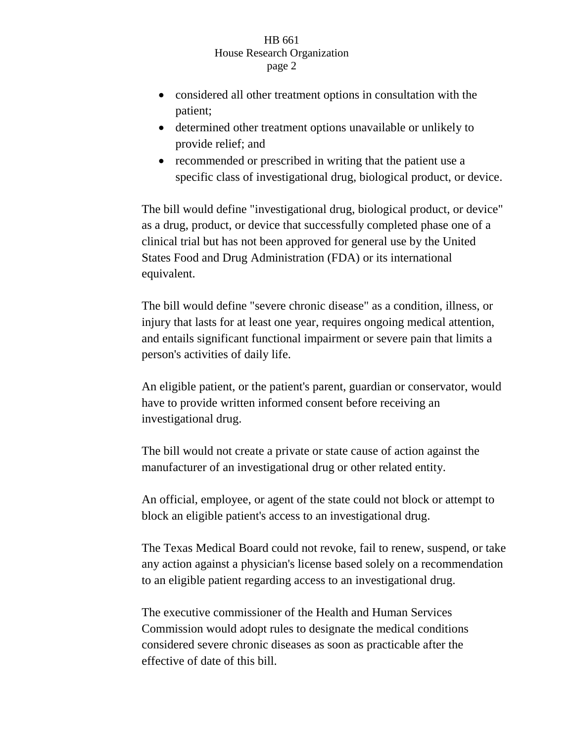- considered all other treatment options in consultation with the patient;
- determined other treatment options unavailable or unlikely to provide relief; and
- recommended or prescribed in writing that the patient use a specific class of investigational drug, biological product, or device.

The bill would define "investigational drug, biological product, or device" as a drug, product, or device that successfully completed phase one of a clinical trial but has not been approved for general use by the United States Food and Drug Administration (FDA) or its international equivalent.

The bill would define "severe chronic disease" as a condition, illness, or injury that lasts for at least one year, requires ongoing medical attention, and entails significant functional impairment or severe pain that limits a person's activities of daily life.

An eligible patient, or the patient's parent, guardian or conservator, would have to provide written informed consent before receiving an investigational drug.

The bill would not create a private or state cause of action against the manufacturer of an investigational drug or other related entity.

An official, employee, or agent of the state could not block or attempt to block an eligible patient's access to an investigational drug.

The Texas Medical Board could not revoke, fail to renew, suspend, or take any action against a physician's license based solely on a recommendation to an eligible patient regarding access to an investigational drug.

The executive commissioner of the Health and Human Services Commission would adopt rules to designate the medical conditions considered severe chronic diseases as soon as practicable after the effective of date of this bill.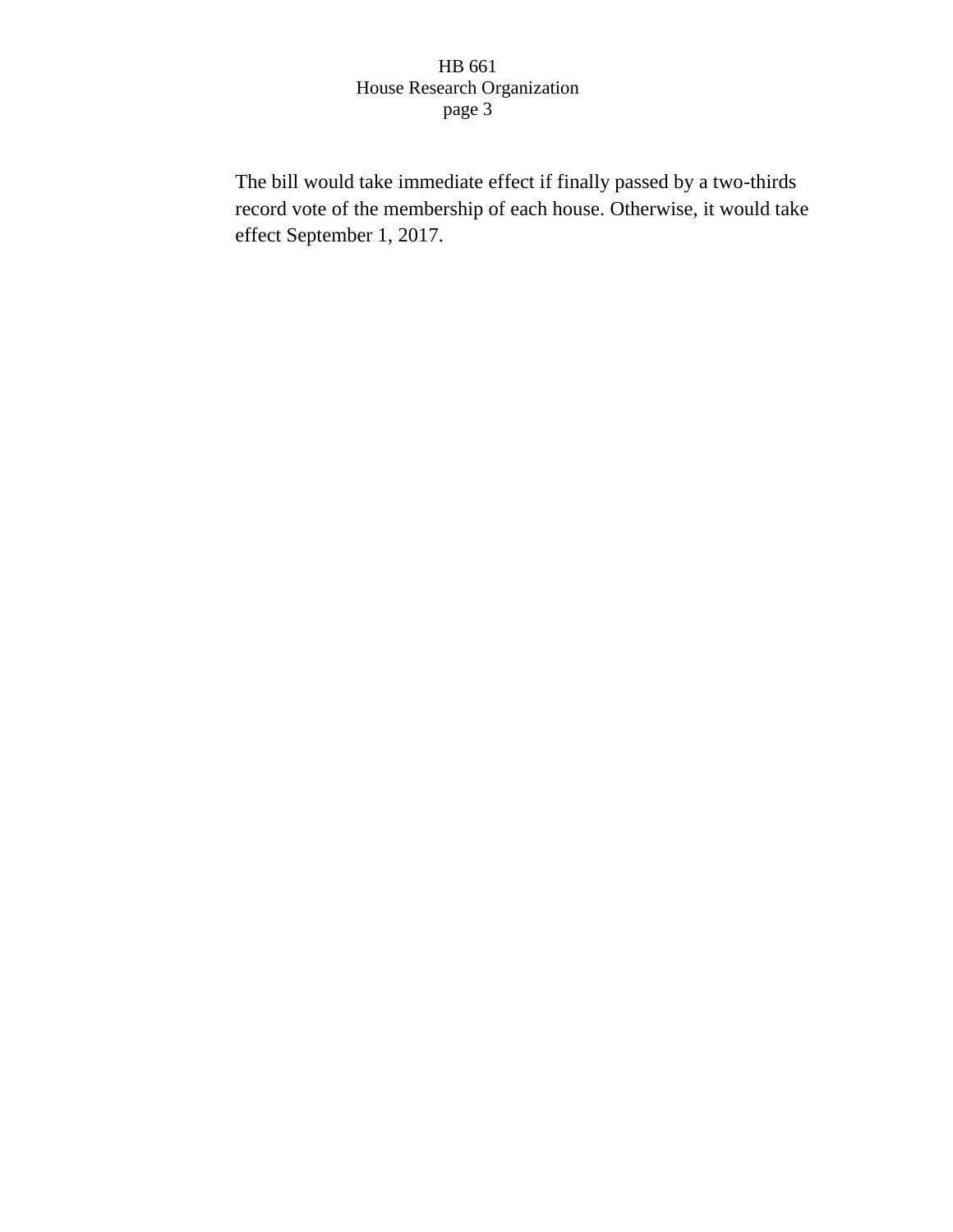The bill would take immediate effect if finally passed by a two-thirds record vote of the membership of each house. Otherwise, it would take effect September 1, 2017.